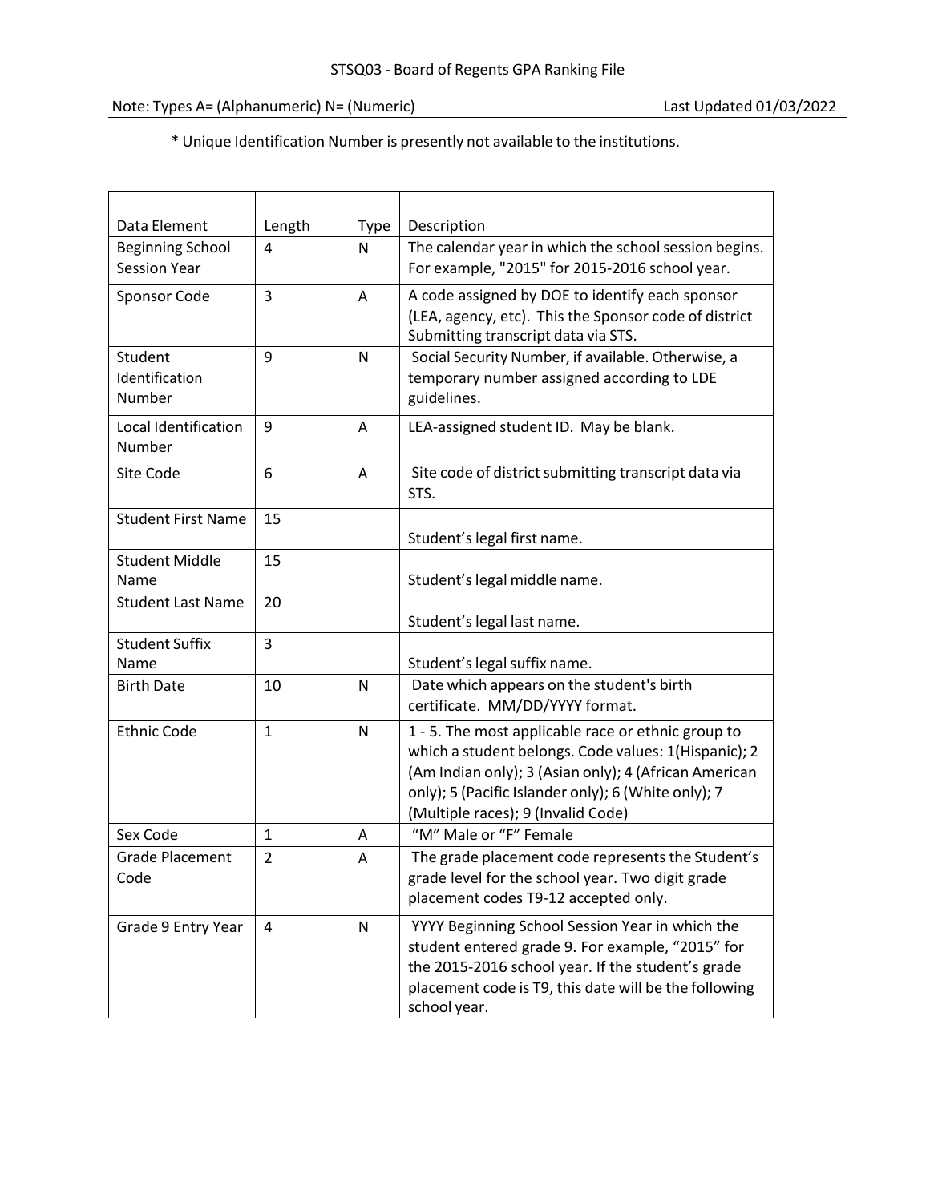STSQ03 - Board of Regents GPA Ranking File

Note: Types A= (Alphanumeric) N= (Numeric)

Last Updated 01/03/2022

* Unique Identification Number is presently not available to the institutions.

| Data Element | Length | Type | Description |
|---|---|---|---|
| Beginning School Session Year | 4 | N | The calendar year in which the school session begins. For example, "2015" for 2015-2016 school year. |
| Sponsor Code | 3 | A | A code assigned by DOE to identify each sponsor (LEA, agency, etc). This the Sponsor code of district Submitting transcript data via STS. |
| Student Identification Number | 9 | N | Social Security Number, if available. Otherwise, a temporary number assigned according to LDE guidelines. |
| Local Identification Number | 9 | A | LEA-assigned student ID. May be blank. |
| Site Code | 6 | A | Site code of district submitting transcript data via STS. |
| Student First Name | 15 | | Student's legal first name. |
| Student Middle Name | 15 | | Student's legal middle name. |
| Student Last Name | 20 | | Student's legal last name. |
| Student Suffix Name | 3 | | Student's legal suffix name. |
| Birth Date | 10 | N | Date which appears on the student's birth certificate. MM/DD/YYYY format. |
| Ethnic Code | 1 | N | 1 - 5. The most applicable race or ethnic group to which a student belongs. Code values: 1(Hispanic); 2 (Am Indian only); 3 (Asian only); 4 (African American only); 5 (Pacific Islander only); 6 (White only); 7 (Multiple races); 9 (Invalid Code) |
| Sex Code | 1 | A | "M" Male or "F" Female |
| Grade Placement Code | 2 | A | The grade placement code represents the Student's grade level for the school year. Two digit grade placement codes T9-12 accepted only. |
| Grade 9 Entry Year | 4 | N | YYYY Beginning School Session Year in which the student entered grade 9. For example, "2015" for the 2015-2016 school year. If the student's grade placement code is T9, this date will be the following school year. |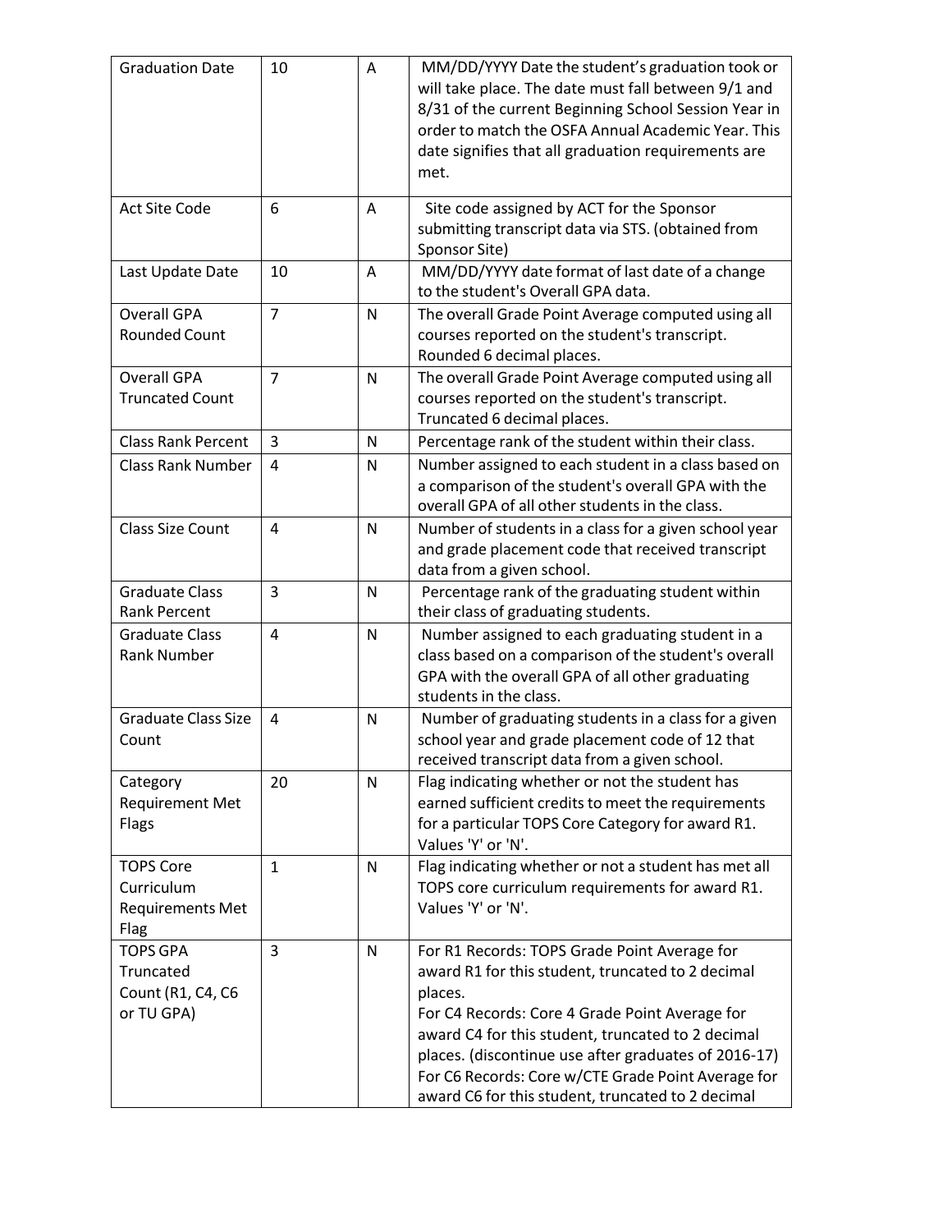| Graduation Date | 10 | A | MM/DD/YYYY Date the student's graduation took or will take place. The date must fall between 9/1 and 8/31 of the current Beginning School Session Year in order to match the OSFA Annual Academic Year. This date signifies that all graduation requirements are met. |
|---|---|---|---|
| Act Site Code | 6 | A | Site code assigned by ACT for the Sponsor submitting transcript data via STS. (obtained from Sponsor Site) |
| Last Update Date | 10 | A | MM/DD/YYYY date format of last date of a change to the student's Overall GPA data. |
| Overall GPA Rounded Count | 7 | N | The overall Grade Point Average computed using all courses reported on the student's transcript. Rounded 6 decimal places. |
| Overall GPA Truncated Count | 7 | N | The overall Grade Point Average computed using all courses reported on the student's transcript. Truncated 6 decimal places. |
| Class Rank Percent | 3 | N | Percentage rank of the student within their class. |
| Class Rank Number | 4 | N | Number assigned to each student in a class based on a comparison of the student's overall GPA with the overall GPA of all other students in the class. |
| Class Size Count | 4 | N | Number of students in a class for a given school year and grade placement code that received transcript data from a given school. |
| Graduate Class Rank Percent | 3 | N | Percentage rank of the graduating student within their class of graduating students. |
| Graduate Class Rank Number | 4 | N | Number assigned to each graduating student in a class based on a comparison of the student's overall GPA with the overall GPA of all other graduating students in the class. |
| Graduate Class Size Count | 4 | N | Number of graduating students in a class for a given school year and grade placement code of 12 that received transcript data from a given school. |
| Category Requirement Met Flags | 20 | N | Flag indicating whether or not the student has earned sufficient credits to meet the requirements for a particular TOPS Core Category for award R1. Values 'Y' or 'N'. |
| TOPS Core Curriculum Requirements Met Flag | 1 | N | Flag indicating whether or not a student has met all TOPS core curriculum requirements for award R1. Values 'Y' or 'N'. |
| TOPS GPA Truncated Count (R1, C4, C6 or TU GPA) | 3 | N | For R1 Records: TOPS Grade Point Average for award R1 for this student, truncated to 2 decimal places.<br>For C4 Records: Core 4 Grade Point Average for award C4 for this student, truncated to 2 decimal places. (discontinue use after graduates of 2016-17)<br>For C6 Records: Core w/CTE Grade Point Average for award C6 for this student, truncated to 2 decimal |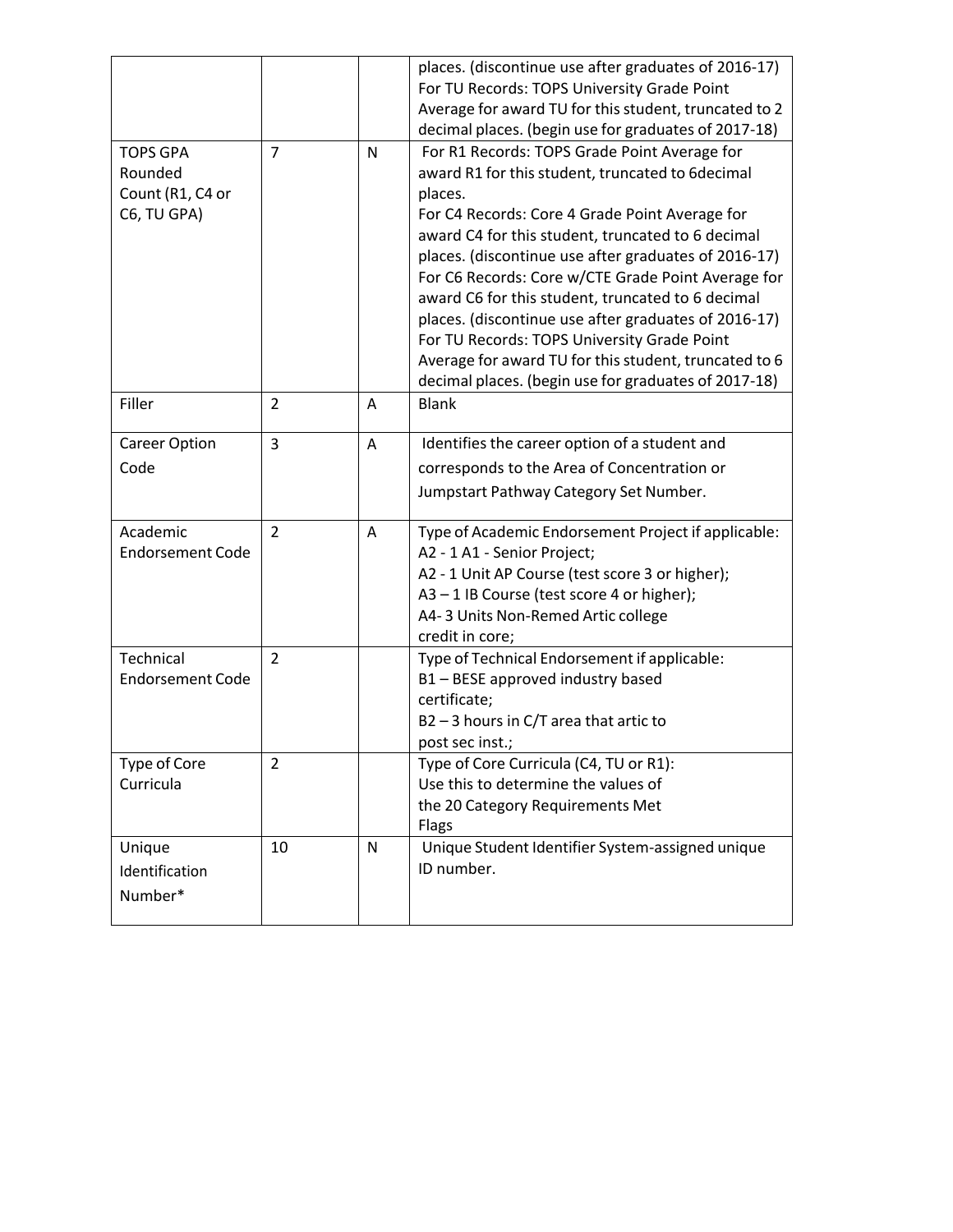| | | | |
|---|---|---|---|
| | | | places. (discontinue use after graduates of 2016-17) For TU Records: TOPS University Grade Point Average for award TU for this student, truncated to 2 decimal places. (begin use for graduates of 2017-18) |
| TOPS GPA Rounded Count (R1, C4 or C6, TU GPA) | 7 | N | For R1 Records: TOPS Grade Point Average for award R1 for this student, truncated to 6decimal places.<br>For C4 Records: Core 4 Grade Point Average for award C4 for this student, truncated to 6 decimal places. (discontinue use after graduates of 2016-17)<br>For C6 Records: Core w/CTE Grade Point Average for award C6 for this student, truncated to 6 decimal places. (discontinue use after graduates of 2016-17)<br>For TU Records: TOPS University Grade Point Average for award TU for this student, truncated to 6 decimal places. (begin use for graduates of 2017-18) |
| Filler | 2 | A | Blank |
| Career Option Code | 3 | A | Identifies the career option of a student and corresponds to the Area of Concentration or Jumpstart Pathway Category Set Number. |
| Academic Endorsement Code | 2 | A | Type of Academic Endorsement Project if applicable:<br>A2 - 1 A1 - Senior Project;<br>A2 - 1 Unit AP Course (test score 3 or higher);<br>A3 – 1 IB Course (test score 4 or higher);<br>A4- 3 Units Non-Remed Artic college credit in core; |
| Technical Endorsement Code | 2 | | Type of Technical Endorsement if applicable:<br>B1 – BESE approved industry based certificate;<br>B2 – 3 hours in C/T area that artic to post sec inst.; |
| Type of Core Curricula | 2 | | Type of Core Curricula (C4, TU or R1):<br>Use this to determine the values of the 20 Category Requirements Met Flags |
| Unique Identification Number* | 10 | N | Unique Student Identifier System-assigned unique ID number. |